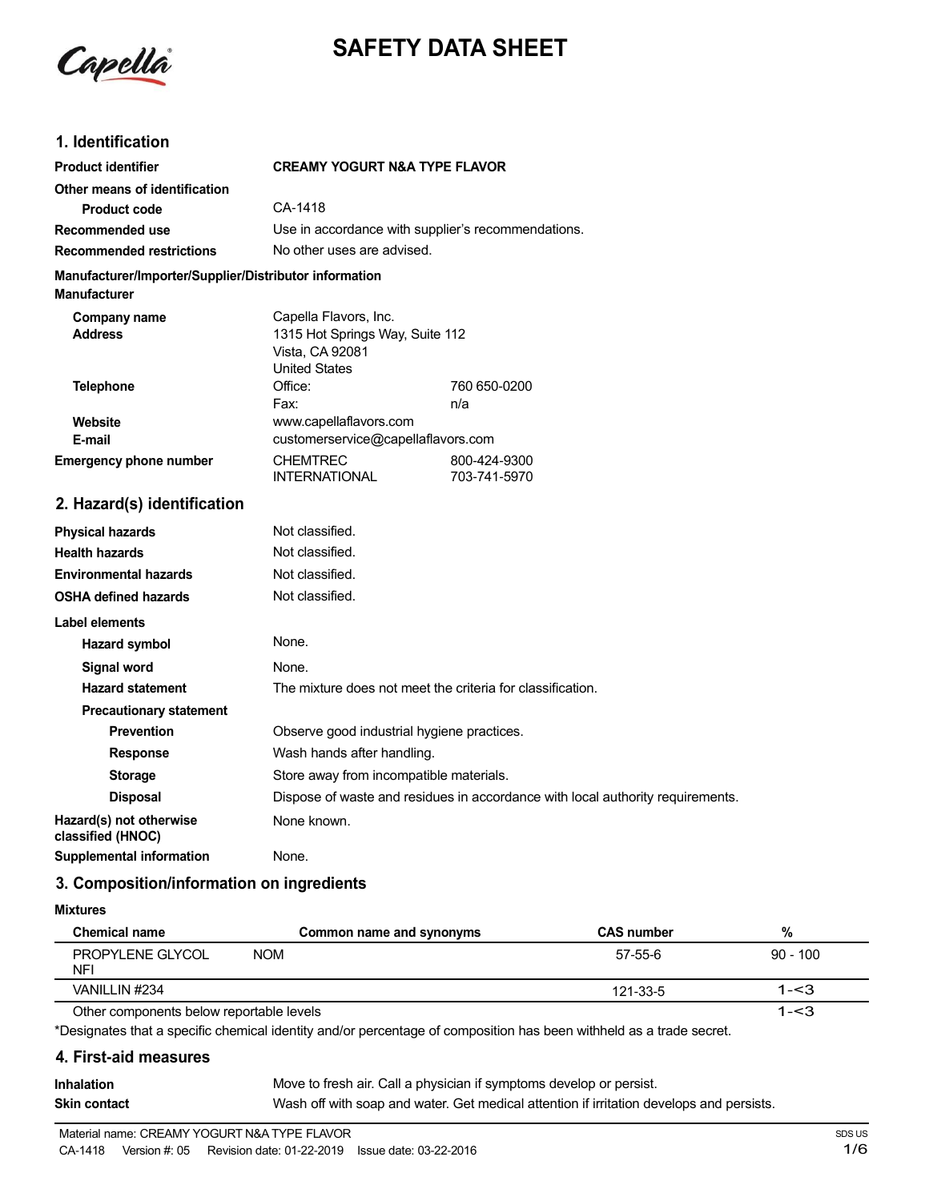# SAFETY DATA SHEET

## 1. Identification

| | | |
|---|---|---|
| **Product identifier** | **CREAMY YOGURT N&A TYPE FLAVOR** | |
| **Other means of identification** | | |
| **Product code** | CA-1418 | |
| **Recommended use** | Use in accordance with supplier's recommendations. | |
| **Recommended restrictions** | No other uses are advised. | |

**Manufacturer/Importer/Supplier/Distributor information**

**Manufacturer**

| | | |
|---|---|---|
| **Company name** | Capella Flavors, Inc. | |
| **Address** | 1315 Hot Springs Way, Suite 112<br>Vista, CA 92081<br>United States | |
| **Telephone** | Office: | 760 650-0200 |
| | Fax: | n/a |
| **Website** | www.capellaflavors.com | |
| **E-mail** | customerservice@capellaflavors.com | |
| **Emergency phone number** | CHEMTREC | 800-424-9300 |
| | INTERNATIONAL | 703-741-5970 |

## 2. Hazard(s) identification

| | |
|---|---|
| **Physical hazards** | Not classified. |
| **Health hazards** | Not classified. |
| **Environmental hazards** | Not classified. |
| **OSHA defined hazards** | Not classified. |

**Label elements**

| | |
|---|---|
| **Hazard symbol** | None. |
| **Signal word** | None. |
| **Hazard statement** | The mixture does not meet the criteria for classification. |
| **Precautionary statement** | |
| **Prevention** | Observe good industrial hygiene practices. |
| **Response** | Wash hands after handling. |
| **Storage** | Store away from incompatible materials. |
| **Disposal** | Dispose of waste and residues in accordance with local authority requirements. |
| **Hazard(s) not otherwise classified (HNOC)** | None known. |
| **Supplemental information** | None. |

## 3. Composition/information on ingredients

**Mixtures**

| Chemical name | Common name and synonyms | CAS number | % |
|---|---|---|---|
| PROPYLENE GLYCOL NFI | NOM | 57-55-6 | 90 - 100 |
| VANILLIN #234 | | 121-33-5 | 1-<3 |
| Other components below reportable levels | | | 1-<3 |

*Designates that a specific chemical identity and/or percentage of composition has been withheld as a trade secret.

## 4. First-aid measures

| | |
|---|---|
| **Inhalation** | Move to fresh air. Call a physician if symptoms develop or persist. |
| **Skin contact** | Wash off with soap and water. Get medical attention if irritation develops and persists. |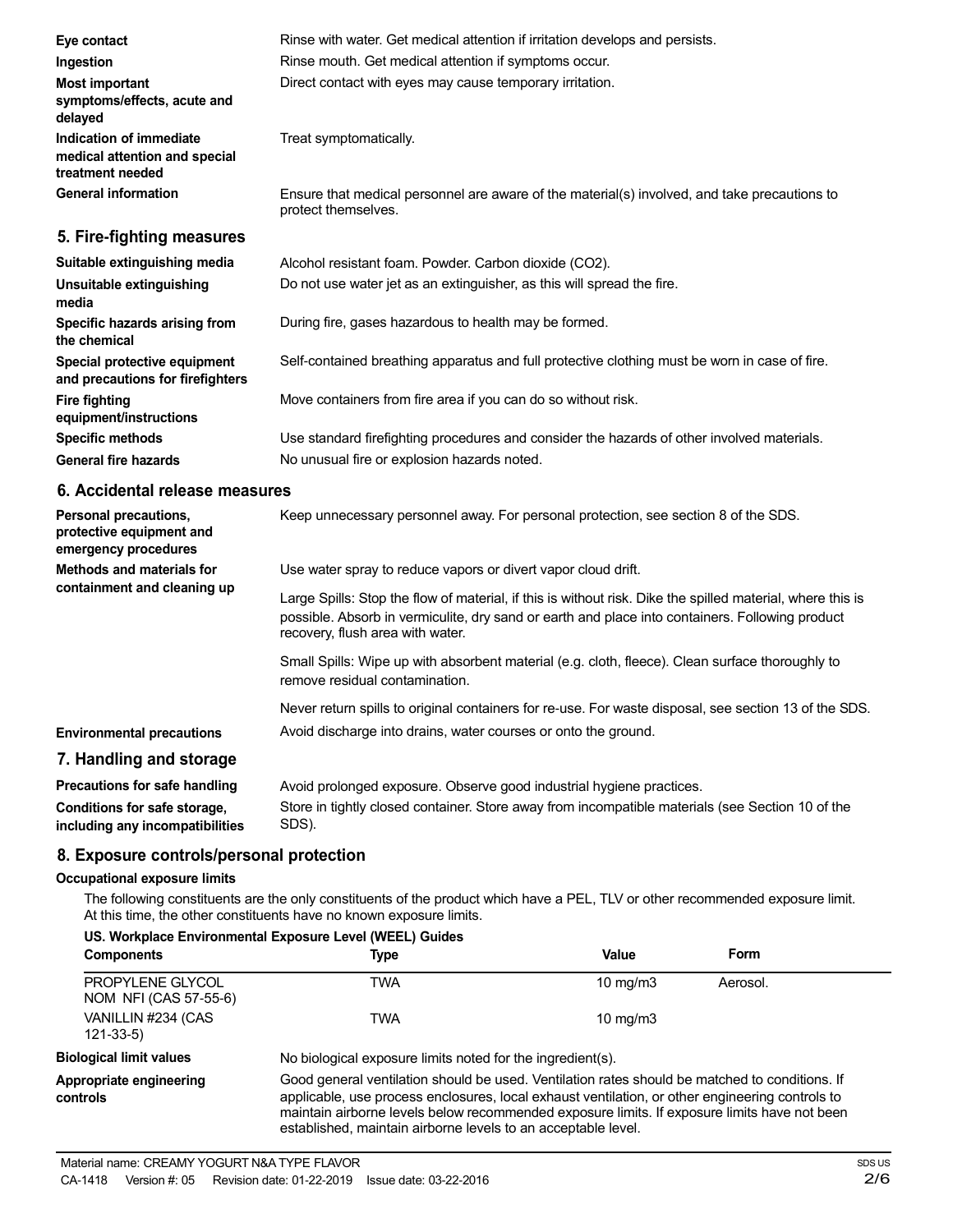**Eye contact** Rinse with water. Get medical attention if irritation develops and persists.

**Ingestion** Rinse mouth. Get medical attention if symptoms occur.

**Most important symptoms/effects, acute and delayed** Direct contact with eyes may cause temporary irritation.

**Indication of immediate medical attention and special treatment needed** Treat symptomatically.

**General information** Ensure that medical personnel are aware of the material(s) involved, and take precautions to protect themselves.

## 5. Fire-fighting measures

**Suitable extinguishing media** Alcohol resistant foam. Powder. Carbon dioxide ($CO_2$).

**Unsuitable extinguishing media** Do not use water jet as an extinguisher, as this will spread the fire.

**Specific hazards arising from the chemical** During fire, gases hazardous to health may be formed.

**Special protective equipment and precautions for firefighters** Self-contained breathing apparatus and full protective clothing must be worn in case of fire.

**Fire fighting equipment/instructions** Move containers from fire area if you can do so without risk.

**Specific methods** Use standard firefighting procedures and consider the hazards of other involved materials.

**General fire hazards** No unusual fire or explosion hazards noted.

## 6. Accidental release measures

**Personal precautions, protective equipment and emergency procedures** Keep unnecessary personnel away. For personal protection, see section 8 of the SDS.

**Methods and materials for containment and cleaning up** Use water spray to reduce vapors or divert vapor cloud drift.

Large Spills: Stop the flow of material, if this is without risk. Dike the spilled material, where this is possible. Absorb in vermiculite, dry sand or earth and place into containers. Following product recovery, flush area with water.

Small Spills: Wipe up with absorbent material (e.g. cloth, fleece). Clean surface thoroughly to remove residual contamination.

Never return spills to original containers for re-use. For waste disposal, see section 13 of the SDS.

**Environmental precautions** Avoid discharge into drains, water courses or onto the ground.

## 7. Handling and storage

**Precautions for safe handling** Avoid prolonged exposure. Observe good industrial hygiene practices.

**Conditions for safe storage, including any incompatibilities** Store in tightly closed container. Store away from incompatible materials (see Section 10 of the SDS).

## 8. Exposure controls/personal protection

### Occupational exposure limits

The following constituents are the only constituents of the product which have a PEL, TLV or other recommended exposure limit. At this time, the other constituents have no known exposure limits.

**US. Workplace Environmental Exposure Level (WEEL) Guides**

| Components | Type | Value | Form |
|---|---|---|---|
| PROPYLENE GLYCOL NOM NFI (CAS 57-55-6) | TWA | 10 mg/m3 | Aerosol. |
| VANILLIN #234 (CAS 121-33-5) | TWA | 10 mg/m3 | |

**Biological limit values** No biological exposure limits noted for the ingredient(s).

**Appropriate engineering controls** Good general ventilation should be used. Ventilation rates should be matched to conditions. If applicable, use process enclosures, local exhaust ventilation, or other engineering controls to maintain airborne levels below recommended exposure limits. If exposure limits have not been established, maintain airborne levels to an acceptable level.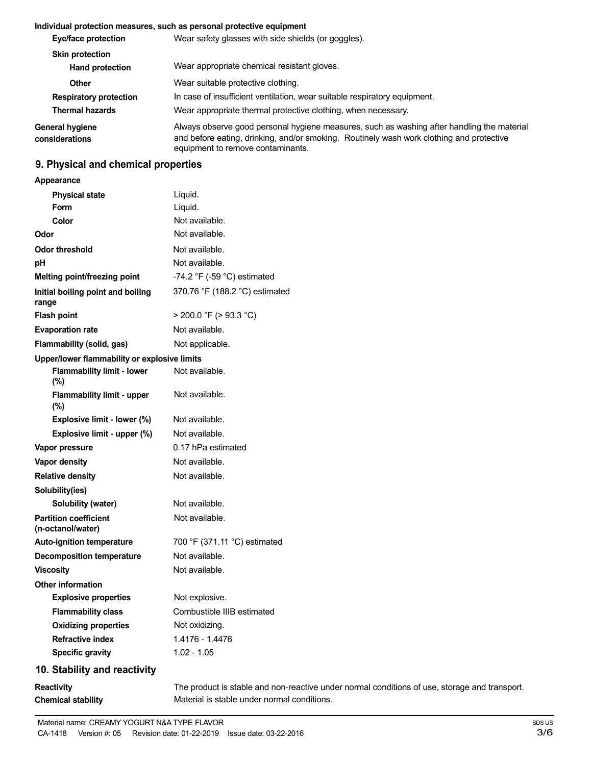**Individual protection measures, such as personal protective equipment**

| | |
|---|---|
| **Eye/face protection** | Wear safety glasses with side shields (or goggles). |
| **Skin protection** | |
| **Hand protection** | Wear appropriate chemical resistant gloves. |
| **Other** | Wear suitable protective clothing. |
| **Respiratory protection** | In case of insufficient ventilation, wear suitable respiratory equipment. |
| **Thermal hazards** | Wear appropriate thermal protective clothing, when necessary. |
| **General hygiene considerations** | Always observe good personal hygiene measures, such as washing after handling the material and before eating, drinking, and/or smoking. Routinely wash work clothing and protective equipment to remove contaminants. |

## 9. Physical and chemical properties

| | |
|---|---|
| **Appearance** | |
| **Physical state** | Liquid. |
| **Form** | Liquid. |
| **Color** | Not available. |
| **Odor** | Not available. |
| **Odor threshold** | Not available. |
| **pH** | Not available. |
| **Melting point/freezing point** | -74.2 °F (-59 °C) estimated |
| **Initial boiling point and boiling range** | 370.76 °F (188.2 °C) estimated |
| **Flash point** | > 200.0 °F (> 93.3 °C) |
| **Evaporation rate** | Not available. |
| **Flammability (solid, gas)** | Not applicable. |
| **Upper/lower flammability or explosive limits** | |
| **Flammability limit - lower (%)** | Not available. |
| **Flammability limit - upper (%)** | Not available. |
| **Explosive limit - lower (%)** | Not available. |
| **Explosive limit - upper (%)** | Not available. |
| **Vapor pressure** | 0.17 hPa estimated |
| **Vapor density** | Not available. |
| **Relative density** | Not available. |
| **Solubility(ies)** | |
| **Solubility (water)** | Not available. |
| **Partition coefficient (n-octanol/water)** | Not available. |
| **Auto-ignition temperature** | 700 °F (371.11 °C) estimated |
| **Decomposition temperature** | Not available. |
| **Viscosity** | Not available. |
| **Other information** | |
| **Explosive properties** | Not explosive. |
| **Flammability class** | Combustible IIIB estimated |
| **Oxidizing properties** | Not oxidizing. |
| **Refractive index** | 1.4176 - 1.4476 |
| **Specific gravity** | 1.02 - 1.05 |

## 10. Stability and reactivity

| | |
|---|---|
| **Reactivity** | The product is stable and non-reactive under normal conditions of use, storage and transport. |
| **Chemical stability** | Material is stable under normal conditions. |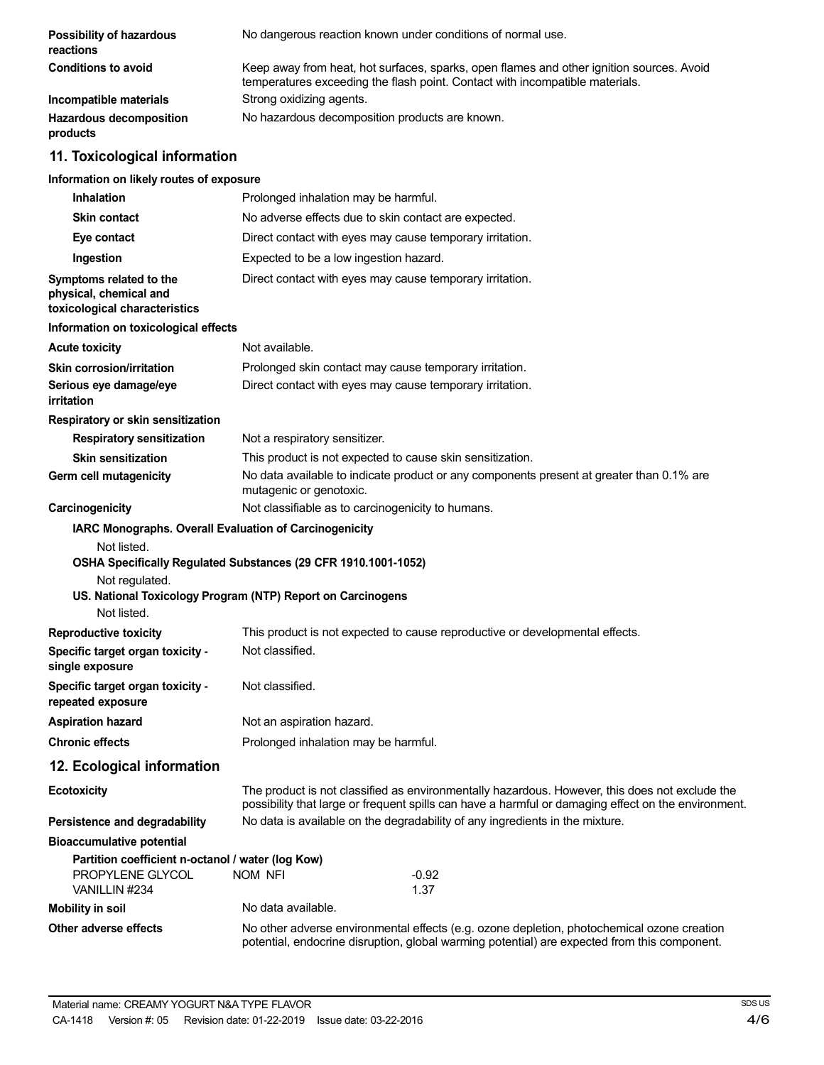| | |
|---|---|
| **Possibility of hazardous reactions** | No dangerous reaction known under conditions of normal use. |
| **Conditions to avoid** | Keep away from heat, hot surfaces, sparks, open flames and other ignition sources. Avoid temperatures exceeding the flash point. Contact with incompatible materials. |
| **Incompatible materials** | Strong oxidizing agents. |
| **Hazardous decomposition products** | No hazardous decomposition products are known. |

## 11. Toxicological information

**Information on likely routes of exposure**

| | |
|---|---|
| **Inhalation** | Prolonged inhalation may be harmful. |
| **Skin contact** | No adverse effects due to skin contact are expected. |
| **Eye contact** | Direct contact with eyes may cause temporary irritation. |
| **Ingestion** | Expected to be a low ingestion hazard. |
| **Symptoms related to the physical, chemical and toxicological characteristics** | Direct contact with eyes may cause temporary irritation. |

**Information on toxicological effects**

| | |
|---|---|
| **Acute toxicity** | Not available. |
| **Skin corrosion/irritation** | Prolonged skin contact may cause temporary irritation. |
| **Serious eye damage/eye irritation** | Direct contact with eyes may cause temporary irritation. |

**Respiratory or skin sensitization**

| | |
|---|---|
| **Respiratory sensitization** | Not a respiratory sensitizer. |
| **Skin sensitization** | This product is not expected to cause skin sensitization. |
| **Germ cell mutagenicity** | No data available to indicate product or any components present at greater than 0.1% are mutagenic or genotoxic. |
| **Carcinogenicity** | Not classifiable as to carcinogenicity to humans. |

**IARC Monographs. Overall Evaluation of Carcinogenicity**

Not listed.

**OSHA Specifically Regulated Substances (29 CFR 1910.1001-1052)**

Not regulated.

**US. National Toxicology Program (NTP) Report on Carcinogens**

Not listed.

| | |
|---|---|
| **Reproductive toxicity** | This product is not expected to cause reproductive or developmental effects. |
| **Specific target organ toxicity - single exposure** | Not classified. |
| **Specific target organ toxicity - repeated exposure** | Not classified. |
| **Aspiration hazard** | Not an aspiration hazard. |
| **Chronic effects** | Prolonged inhalation may be harmful. |

## 12. Ecological information

| | |
|---|---|
| **Ecotoxicity** | The product is not classified as environmentally hazardous. However, this does not exclude the possibility that large or frequent spills can have a harmful or damaging effect on the environment. |
| **Persistence and degradability** | No data is available on the degradability of any ingredients in the mixture. |

**Bioaccumulative potential**

**Partition coefficient n-octanol / water (log Kow)**

| | | |
|---|---|---|
| PROPYLENE GLYCOL | NOM NFI | -0.92 |
| VANILLIN #234 | | 1.37 |

| | |
|---|---|
| **Mobility in soil** | No data available. |
| **Other adverse effects** | No other adverse environmental effects (e.g. ozone depletion, photochemical ozone creation potential, endocrine disruption, global warming potential) are expected from this component. |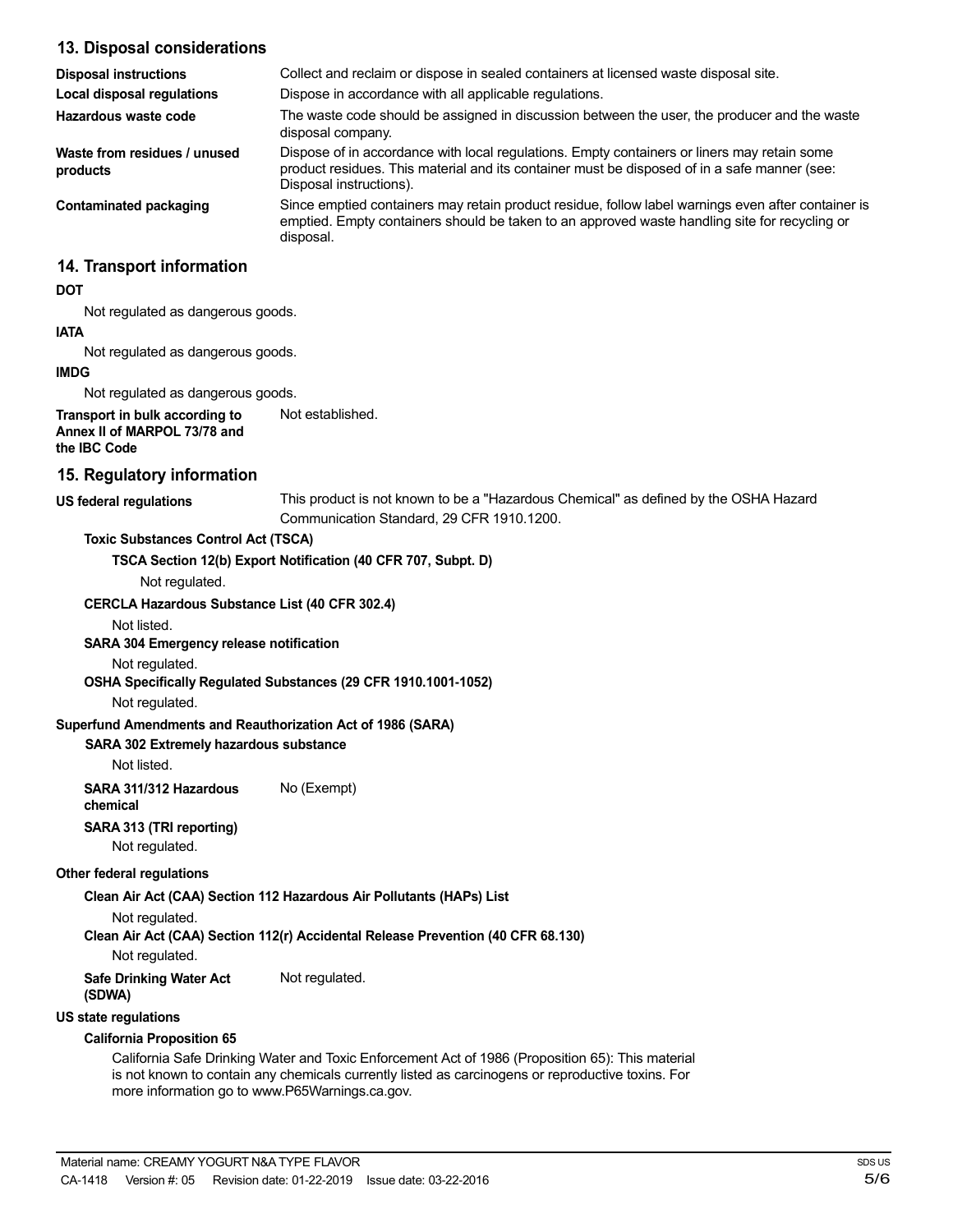## 13. Disposal considerations

**Disposal instructions** Collect and reclaim or dispose in sealed containers at licensed waste disposal site.

**Local disposal regulations** Dispose in accordance with all applicable regulations.

**Hazardous waste code** The waste code should be assigned in discussion between the user, the producer and the waste disposal company.

**Waste from residues / unused products** Dispose of in accordance with local regulations. Empty containers or liners may retain some product residues. This material and its container must be disposed of in a safe manner (see: Disposal instructions).

**Contaminated packaging** Since emptied containers may retain product residue, follow label warnings even after container is emptied. Empty containers should be taken to an approved waste handling site for recycling or disposal.

## 14. Transport information

**DOT**

Not regulated as dangerous goods.

**IATA**

Not regulated as dangerous goods.

**IMDG**

Not regulated as dangerous goods.

**Transport in bulk according to Annex II of MARPOL 73/78 and the IBC Code** Not established.

## 15. Regulatory information

**US federal regulations** This product is not known to be a "Hazardous Chemical" as defined by the OSHA Hazard Communication Standard, 29 CFR 1910.1200.

**Toxic Substances Control Act (TSCA)**

**TSCA Section 12(b) Export Notification (40 CFR 707, Subpt. D)**

Not regulated.

**CERCLA Hazardous Substance List (40 CFR 302.4)**

Not listed.

**SARA 304 Emergency release notification**

Not regulated.

**OSHA Specifically Regulated Substances (29 CFR 1910.1001-1052)**

Not regulated.

**Superfund Amendments and Reauthorization Act of 1986 (SARA)**

**SARA 302 Extremely hazardous substance**

Not listed.

**SARA 311/312 Hazardous chemical** No (Exempt)

**SARA 313 (TRI reporting)**

Not regulated.

**Other federal regulations**

**Clean Air Act (CAA) Section 112 Hazardous Air Pollutants (HAPs) List**

Not regulated.

**Clean Air Act (CAA) Section 112(r) Accidental Release Prevention (40 CFR 68.130)**

Not regulated.

**Safe Drinking Water Act (SDWA)** Not regulated.

**US state regulations**

**California Proposition 65**

California Safe Drinking Water and Toxic Enforcement Act of 1986 (Proposition 65): This material is not known to contain any chemicals currently listed as carcinogens or reproductive toxins. For more information go to www.P65Warnings.ca.gov.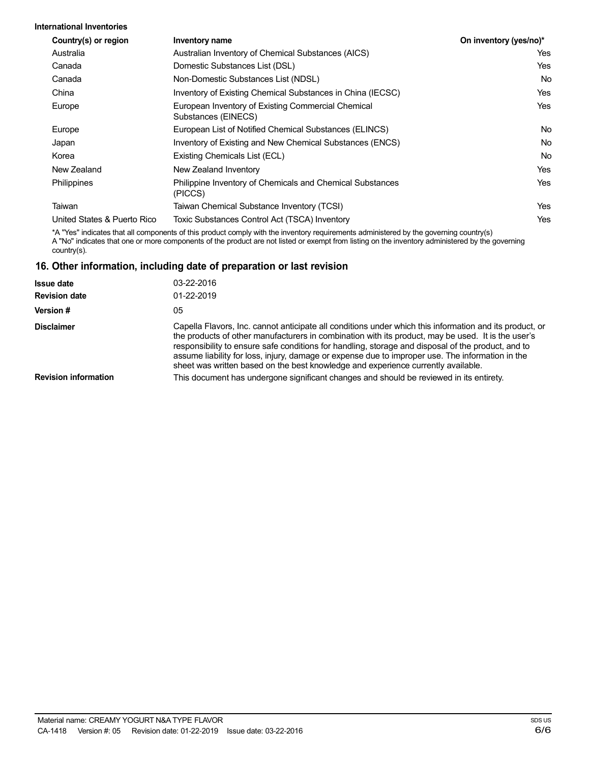**International Inventories**

| Country(s) or region | Inventory name | On inventory (yes/no)* |
| --- | --- | --- |
| Australia | Australian Inventory of Chemical Substances (AICS) | Yes |
| Canada | Domestic Substances List (DSL) | Yes |
| Canada | Non-Domestic Substances List (NDSL) | No |
| China | Inventory of Existing Chemical Substances in China (IECSC) | Yes |
| Europe | European Inventory of Existing Commercial Chemical Substances (EINECS) | Yes |
| Europe | European List of Notified Chemical Substances (ELINCS) | No |
| Japan | Inventory of Existing and New Chemical Substances (ENCS) | No |
| Korea | Existing Chemicals List (ECL) | No |
| New Zealand | New Zealand Inventory | Yes |
| Philippines | Philippine Inventory of Chemicals and Chemical Substances (PICCS) | Yes |
| Taiwan | Taiwan Chemical Substance Inventory (TCSI) | Yes |
| United States & Puerto Rico | Toxic Substances Control Act (TSCA) Inventory | Yes |

*A "Yes" indicates that all components of this product comply with the inventory requirements administered by the governing country(s)
A "No" indicates that one or more components of the product are not listed or exempt from listing on the inventory administered by the governing country(s).

## 16. Other information, including date of preparation or last revision

**Issue date** 03-22-2016

**Revision date** 01-22-2019

**Version #** 05

**Disclaimer** Capella Flavors, Inc. cannot anticipate all conditions under which this information and its product, or the products of other manufacturers in combination with its product, may be used. It is the user's responsibility to ensure safe conditions for handling, storage and disposal of the product, and to assume liability for loss, injury, damage or expense due to improper use. The information in the sheet was written based on the best knowledge and experience currently available.

**Revision information** This document has undergone significant changes and should be reviewed in its entirety.